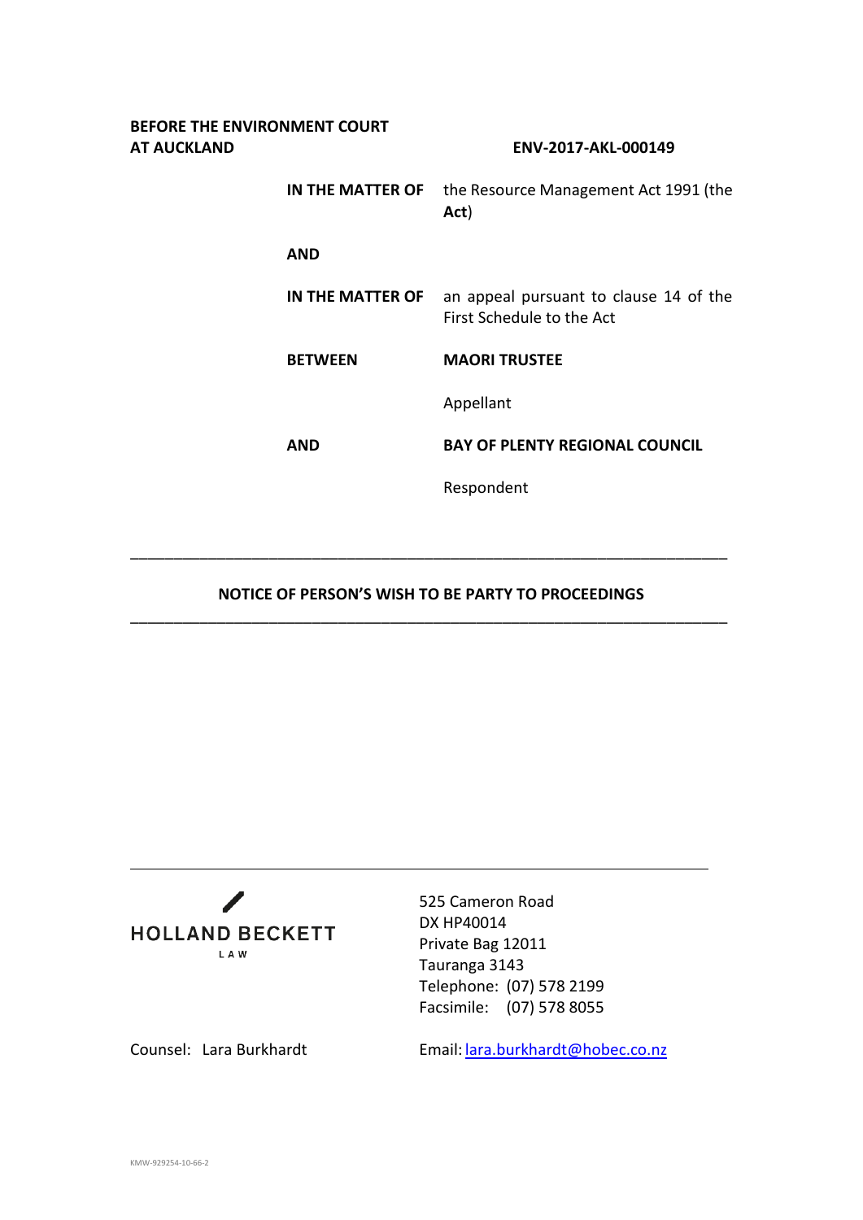**BEFORE THE ENVIRONMENT COURT**
**AT AUCKLAND** **ENV-2017-AKL-000149**

| | |
|---|---|
| **IN THE MATTER OF** | the Resource Management Act 1991 (the **Act**) |
| **AND** | |
| **IN THE MATTER OF** | an appeal pursuant to clause 14 of the First Schedule to the Act |
| **BETWEEN** | **MAORI TRUSTEE** |
| | Appellant |
| **AND** | **BAY OF PLENTY REGIONAL COUNCIL** |
| | Respondent |

---

**NOTICE OF PERSON'S WISH TO BE PARTY TO PROCEEDINGS**

---

HOLLAND BECKETT LAW

525 Cameron Road
DX HP40014
Private Bag 12011
Tauranga 3143
Telephone: (07) 578 2199
Facsimile: (07) 578 8055

Counsel: Lara Burkhardt

Email: lara.burkhardt@hobec.co.nz

KMW-929254-10-66-2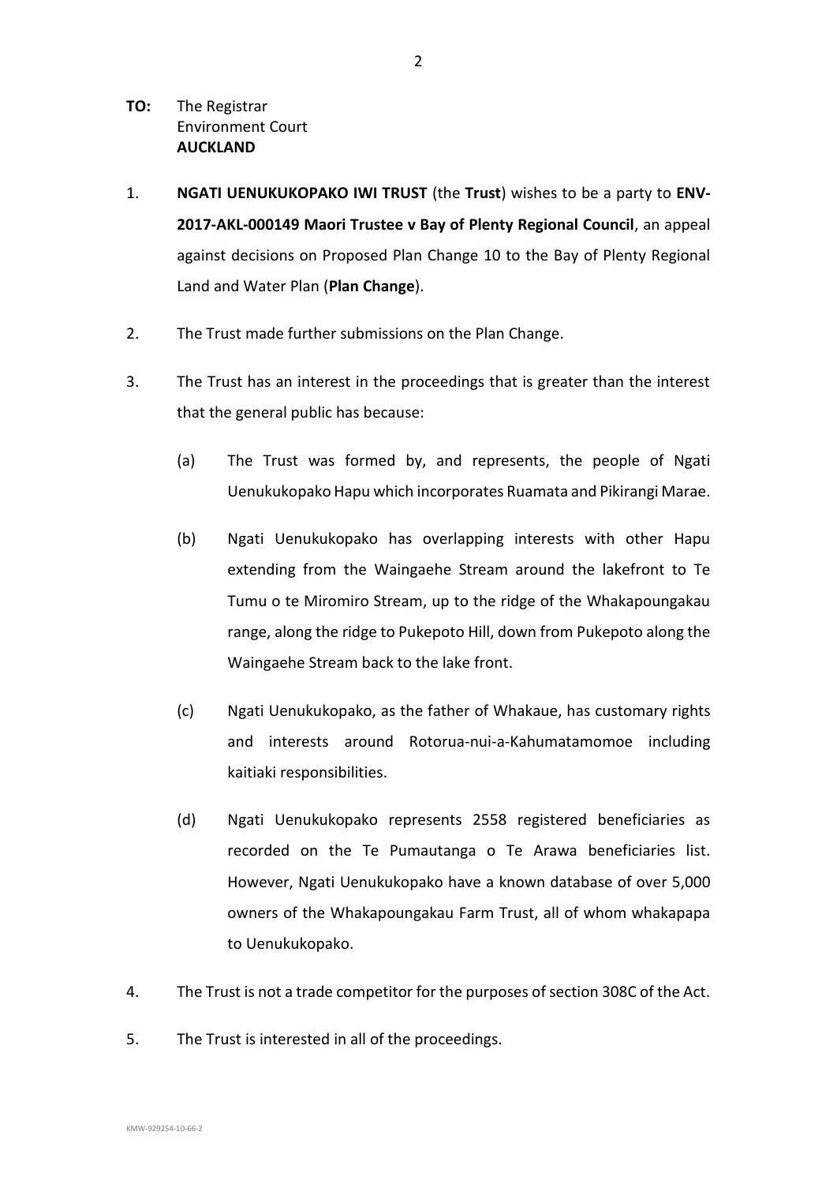**TO:** The Registrar
Environment Court
**AUCKLAND**

1. **NGATI UENUKUKOPAKO IWI TRUST** (the **Trust**) wishes to be a party to **ENV-2017-AKL-000149 Maori Trustee v Bay of Plenty Regional Council**, an appeal against decisions on Proposed Plan Change 10 to the Bay of Plenty Regional Land and Water Plan (**Plan Change**).

2. The Trust made further submissions on the Plan Change.

3. The Trust has an interest in the proceedings that is greater than the interest that the general public has because:

   (a) The Trust was formed by, and represents, the people of Ngati Uenukukopako Hapu which incorporates Ruamata and Pikirangi Marae.

   (b) Ngati Uenukukopako has overlapping interests with other Hapu extending from the Waingaehe Stream around the lakefront to Te Tumu o te Miromiro Stream, up to the ridge of the Whakapoungakau range, along the ridge to Pukepoto Hill, down from Pukepoto along the Waingaehe Stream back to the lake front.

   (c) Ngati Uenukukopako, as the father of Whakaue, has customary rights and interests around Rotorua-nui-a-Kahumatamomoe including kaitiaki responsibilities.

   (d) Ngati Uenukukopako represents 2558 registered beneficiaries as recorded on the Te Pumautanga o Te Arawa beneficiaries list. However, Ngati Uenukukopako have a known database of over 5,000 owners of the Whakapoungakau Farm Trust, all of whom whakapapa to Uenukukopako.

4. The Trust is not a trade competitor for the purposes of section 308C of the Act.

5. The Trust is interested in all of the proceedings.

KMW-929254-10-66-2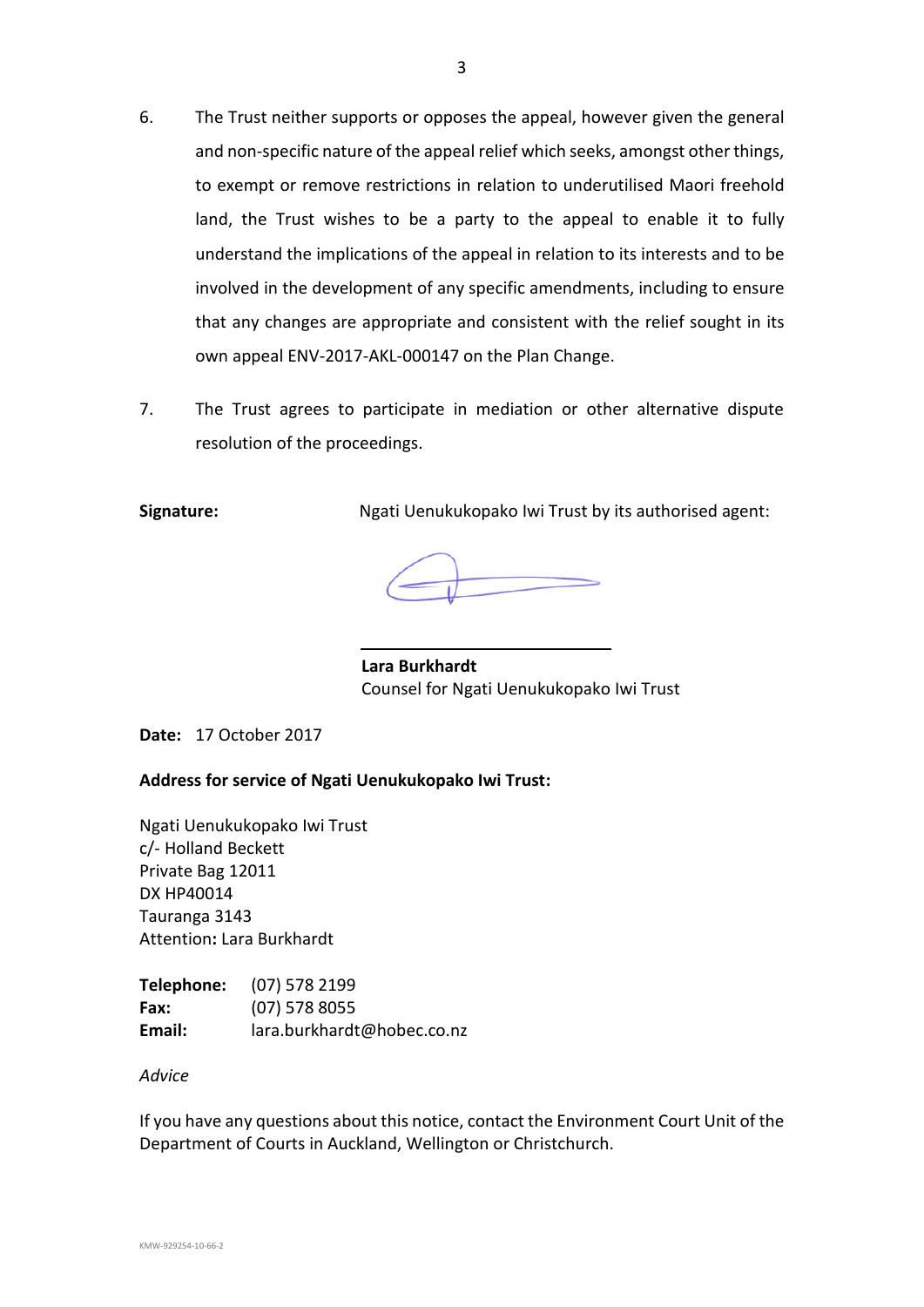6. The Trust neither supports or opposes the appeal, however given the general and non-specific nature of the appeal relief which seeks, amongst other things, to exempt or remove restrictions in relation to underutilised Maori freehold land, the Trust wishes to be a party to the appeal to enable it to fully understand the implications of the appeal in relation to its interests and to be involved in the development of any specific amendments, including to ensure that any changes are appropriate and consistent with the relief sought in its own appeal ENV-2017-AKL-000147 on the Plan Change.

7. The Trust agrees to participate in mediation or other alternative dispute resolution of the proceedings.

**Signature:** Ngati Uenukukopako Iwi Trust by its authorised agent:

**Lara Burkhardt**
Counsel for Ngati Uenukukopako Iwi Trust

**Date:** 17 October 2017

**Address for service of Ngati Uenukukopako Iwi Trust:**

Ngati Uenukukopako Iwi Trust
c/- Holland Beckett
Private Bag 12011
DX HP40014
Tauranga 3143
Attention**:** Lara Burkhardt

**Telephone:** (07) 578 2199
**Fax:** (07) 578 8055
**Email:** lara.burkhardt@hobec.co.nz

*Advice*

If you have any questions about this notice, contact the Environment Court Unit of the Department of Courts in Auckland, Wellington or Christchurch.

KMW-929254-10-66-2